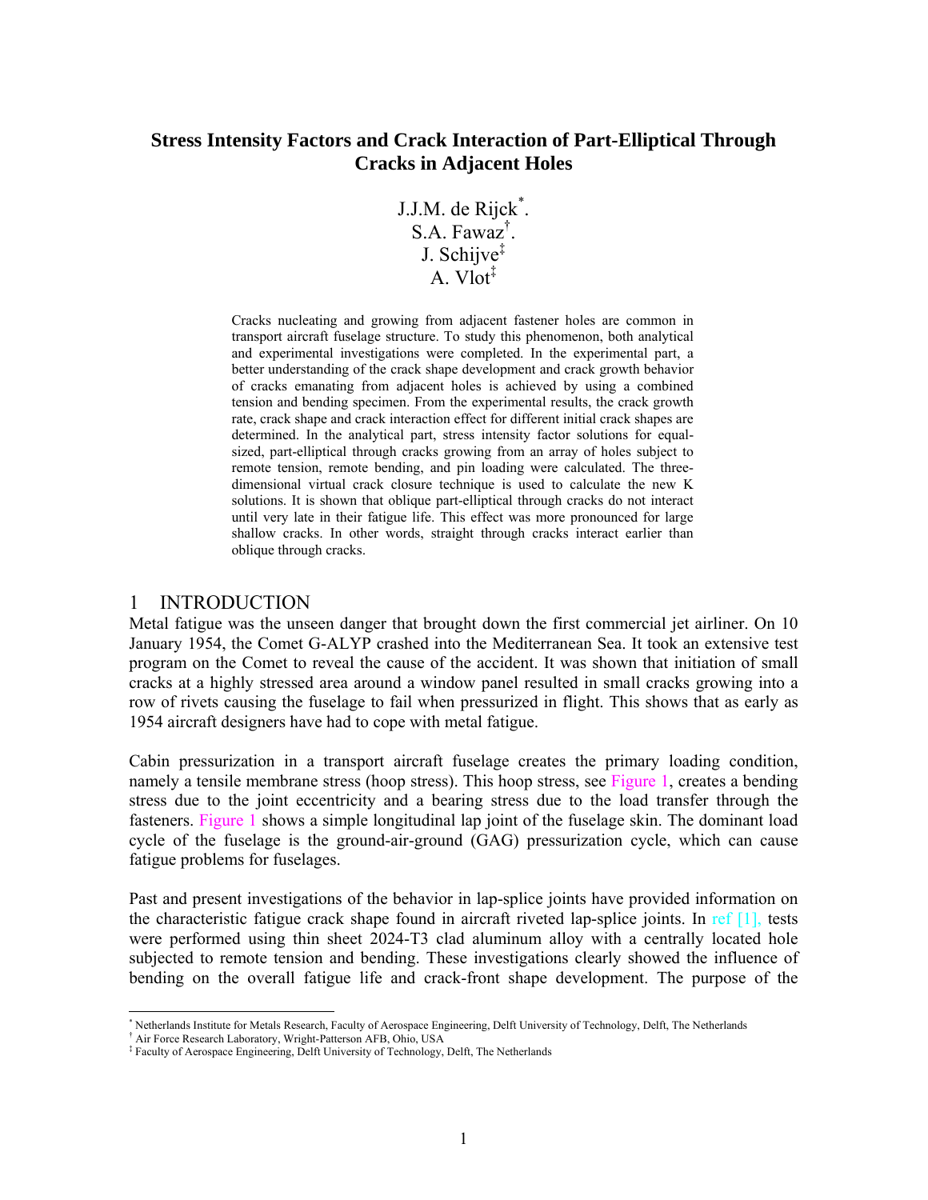# Stress Intensity Factors and Crack Interaction of Part-Elliptical Through Cracks in Adjacent Holes

J.J.M. de Rijck[*].
S.A. Fawaz[†].
J. Schijve[‡]
A. Vlot[‡]

Cracks nucleating and growing from adjacent fastener holes are common in transport aircraft fuselage structure. To study this phenomenon, both analytical and experimental investigations were completed. In the experimental part, a better understanding of the crack shape development and crack growth behavior of cracks emanating from adjacent holes is achieved by using a combined tension and bending specimen. From the experimental results, the crack growth rate, crack shape and crack interaction effect for different initial crack shapes are determined. In the analytical part, stress intensity factor solutions for equal-sized, part-elliptical through cracks growing from an array of holes subject to remote tension, remote bending, and pin loading were calculated. The three-dimensional virtual crack closure technique is used to calculate the new K solutions. It is shown that oblique part-elliptical through cracks do not interact until very late in their fatigue life. This effect was more pronounced for large shallow cracks. In other words, straight through cracks interact earlier than oblique through cracks.

## 1 INTRODUCTION

Metal fatigue was the unseen danger that brought down the first commercial jet airliner. On 10 January 1954, the Comet G-ALYP crashed into the Mediterranean Sea. It took an extensive test program on the Comet to reveal the cause of the accident. It was shown that initiation of small cracks at a highly stressed area around a window panel resulted in small cracks growing into a row of rivets causing the fuselage to fail when pressurized in flight. This shows that as early as 1954 aircraft designers have had to cope with metal fatigue.

Cabin pressurization in a transport aircraft fuselage creates the primary loading condition, namely a tensile membrane stress (hoop stress). This hoop stress, see Figure 1, creates a bending stress due to the joint eccentricity and a bearing stress due to the load transfer through the fasteners. Figure 1 shows a simple longitudinal lap joint of the fuselage skin. The dominant load cycle of the fuselage is the ground-air-ground (GAG) pressurization cycle, which can cause fatigue problems for fuselages.

Past and present investigations of the behavior in lap-splice joints have provided information on the characteristic fatigue crack shape found in aircraft riveted lap-splice joints. In ref [1], tests were performed using thin sheet 2024-T3 clad aluminum alloy with a centrally located hole subjected to remote tension and bending. These investigations clearly showed the influence of bending on the overall fatigue life and crack-front shape development. The purpose of the

---

[*] Netherlands Institute for Metals Research, Faculty of Aerospace Engineering, Delft University of Technology, Delft, The Netherlands
[†] Air Force Research Laboratory, Wright-Patterson AFB, Ohio, USA
[‡] Faculty of Aerospace Engineering, Delft University of Technology, Delft, The Netherlands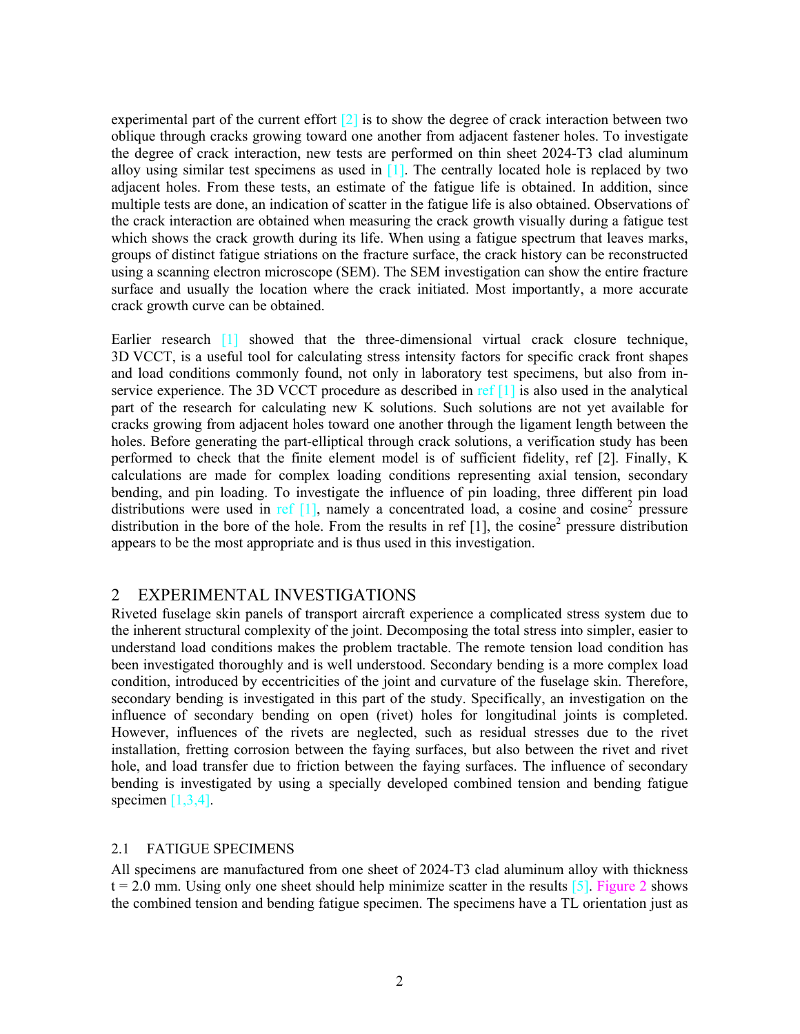experimental part of the current effort [2] is to show the degree of crack interaction between two oblique through cracks growing toward one another from adjacent fastener holes. To investigate the degree of crack interaction, new tests are performed on thin sheet 2024-T3 clad aluminum alloy using similar test specimens as used in [1]. The centrally located hole is replaced by two adjacent holes. From these tests, an estimate of the fatigue life is obtained. In addition, since multiple tests are done, an indication of scatter in the fatigue life is also obtained. Observations of the crack interaction are obtained when measuring the crack growth visually during a fatigue test which shows the crack growth during its life. When using a fatigue spectrum that leaves marks, groups of distinct fatigue striations on the fracture surface, the crack history can be reconstructed using a scanning electron microscope (SEM). The SEM investigation can show the entire fracture surface and usually the location where the crack initiated. Most importantly, a more accurate crack growth curve can be obtained.

Earlier research [1] showed that the three-dimensional virtual crack closure technique, 3D VCCT, is a useful tool for calculating stress intensity factors for specific crack front shapes and load conditions commonly found, not only in laboratory test specimens, but also from in-service experience. The 3D VCCT procedure as described in ref [1] is also used in the analytical part of the research for calculating new K solutions. Such solutions are not yet available for cracks growing from adjacent holes toward one another through the ligament length between the holes. Before generating the part-elliptical through crack solutions, a verification study has been performed to check that the finite element model is of sufficient fidelity, ref [2]. Finally, K calculations are made for complex loading conditions representing axial tension, secondary bending, and pin loading. To investigate the influence of pin loading, three different pin load distributions were used in ref [1], namely a concentrated load, a cosine and cosine$^2$ pressure distribution in the bore of the hole. From the results in ref [1], the cosine$^2$ pressure distribution appears to be the most appropriate and is thus used in this investigation.

## 2 EXPERIMENTAL INVESTIGATIONS

Riveted fuselage skin panels of transport aircraft experience a complicated stress system due to the inherent structural complexity of the joint. Decomposing the total stress into simpler, easier to understand load conditions makes the problem tractable. The remote tension load condition has been investigated thoroughly and is well understood. Secondary bending is a more complex load condition, introduced by eccentricities of the joint and curvature of the fuselage skin. Therefore, secondary bending is investigated in this part of the study. Specifically, an investigation on the influence of secondary bending on open (rivet) holes for longitudinal joints is completed. However, influences of the rivets are neglected, such as residual stresses due to the rivet installation, fretting corrosion between the faying surfaces, but also between the rivet and rivet hole, and load transfer due to friction between the faying surfaces. The influence of secondary bending is investigated by using a specially developed combined tension and bending fatigue specimen [1,3,4].

### 2.1 FATIGUE SPECIMENS

All specimens are manufactured from one sheet of 2024-T3 clad aluminum alloy with thickness t = 2.0 mm. Using only one sheet should help minimize scatter in the results [5]. Figure 2 shows the combined tension and bending fatigue specimen. The specimens have a TL orientation just as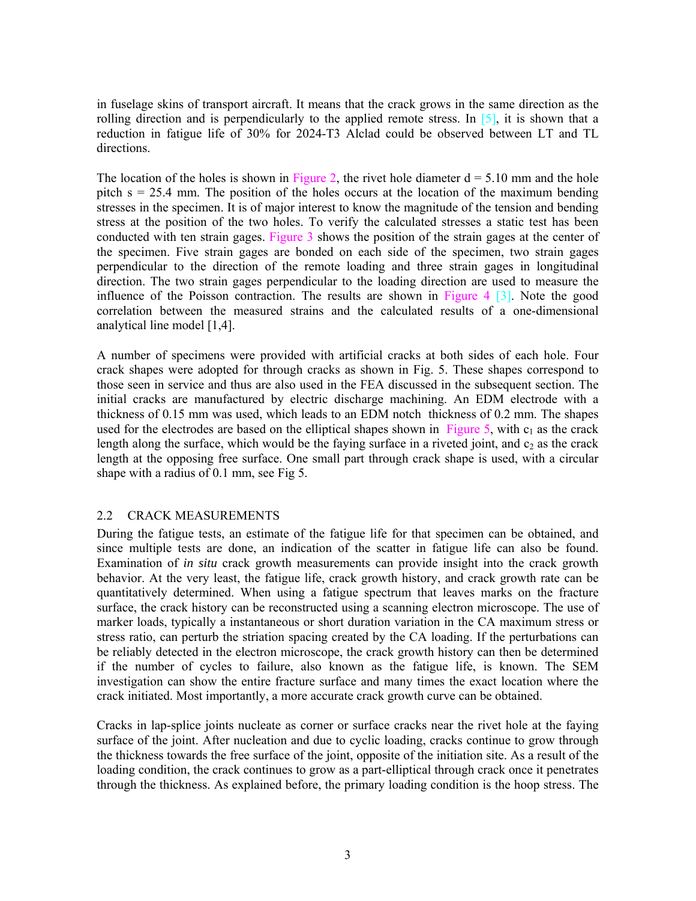in fuselage skins of transport aircraft. It means that the crack grows in the same direction as the rolling direction and is perpendicularly to the applied remote stress. In [5], it is shown that a reduction in fatigue life of 30% for 2024-T3 Alclad could be observed between LT and TL directions.

The location of the holes is shown in Figure 2, the rivet hole diameter d = 5.10 mm and the hole pitch s = 25.4 mm. The position of the holes occurs at the location of the maximum bending stresses in the specimen. It is of major interest to know the magnitude of the tension and bending stress at the position of the two holes. To verify the calculated stresses a static test has been conducted with ten strain gages. Figure 3 shows the position of the strain gages at the center of the specimen. Five strain gages are bonded on each side of the specimen, two strain gages perpendicular to the direction of the remote loading and three strain gages in longitudinal direction. The two strain gages perpendicular to the loading direction are used to measure the influence of the Poisson contraction. The results are shown in Figure 4 [3]. Note the good correlation between the measured strains and the calculated results of a one-dimensional analytical line model [1,4].

A number of specimens were provided with artificial cracks at both sides of each hole. Four crack shapes were adopted for through cracks as shown in Fig. 5. These shapes correspond to those seen in service and thus are also used in the FEA discussed in the subsequent section. The initial cracks are manufactured by electric discharge machining. An EDM electrode with a thickness of 0.15 mm was used, which leads to an EDM notch thickness of 0.2 mm. The shapes used for the electrodes are based on the elliptical shapes shown in Figure 5, with $c_1$ as the crack length along the surface, which would be the faying surface in a riveted joint, and $c_2$ as the crack length at the opposing free surface. One small part through crack shape is used, with a circular shape with a radius of 0.1 mm, see Fig 5.

## 2.2 CRACK MEASUREMENTS

During the fatigue tests, an estimate of the fatigue life for that specimen can be obtained, and since multiple tests are done, an indication of the scatter in fatigue life can also be found. Examination of *in situ* crack growth measurements can provide insight into the crack growth behavior. At the very least, the fatigue life, crack growth history, and crack growth rate can be quantitatively determined. When using a fatigue spectrum that leaves marks on the fracture surface, the crack history can be reconstructed using a scanning electron microscope. The use of marker loads, typically a instantaneous or short duration variation in the CA maximum stress or stress ratio, can perturb the striation spacing created by the CA loading. If the perturbations can be reliably detected in the electron microscope, the crack growth history can then be determined if the number of cycles to failure, also known as the fatigue life, is known. The SEM investigation can show the entire fracture surface and many times the exact location where the crack initiated. Most importantly, a more accurate crack growth curve can be obtained.

Cracks in lap-splice joints nucleate as corner or surface cracks near the rivet hole at the faying surface of the joint. After nucleation and due to cyclic loading, cracks continue to grow through the thickness towards the free surface of the joint, opposite of the initiation site. As a result of the loading condition, the crack continues to grow as a part-elliptical through crack once it penetrates through the thickness. As explained before, the primary loading condition is the hoop stress. The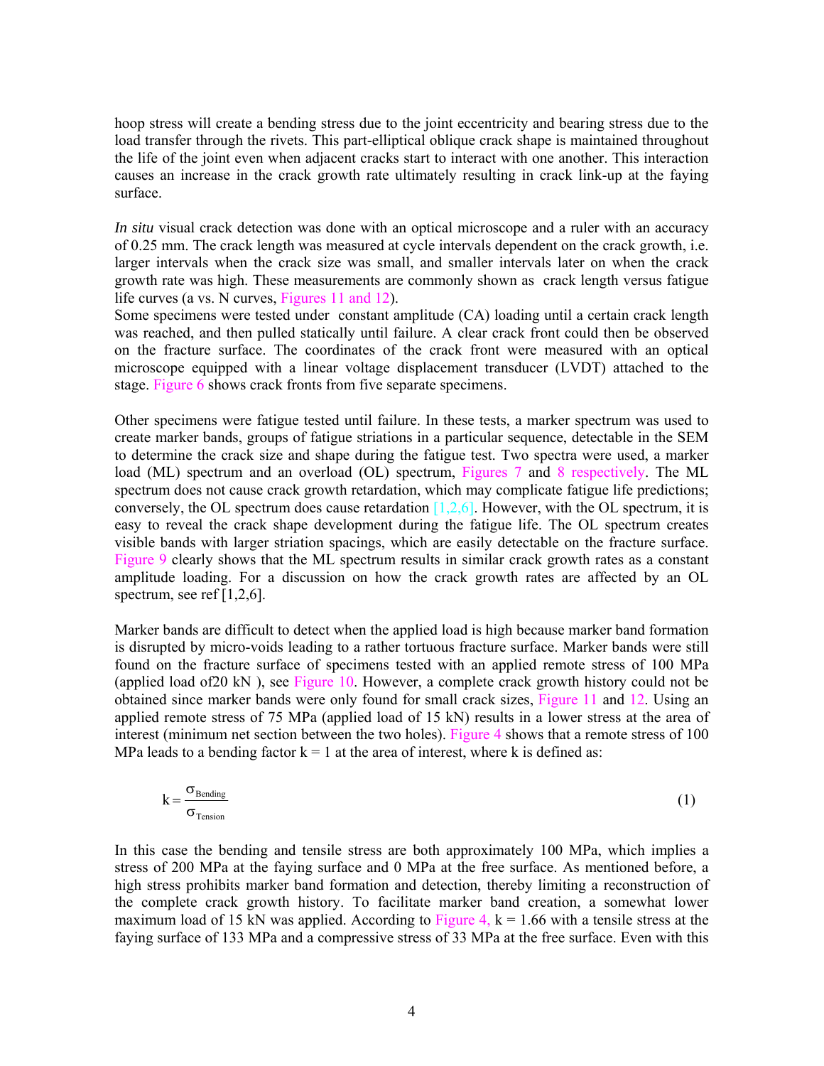hoop stress will create a bending stress due to the joint eccentricity and bearing stress due to the load transfer through the rivets. This part-elliptical oblique crack shape is maintained throughout the life of the joint even when adjacent cracks start to interact with one another. This interaction causes an increase in the crack growth rate ultimately resulting in crack link-up at the faying surface.

*In situ* visual crack detection was done with an optical microscope and a ruler with an accuracy of 0.25 mm. The crack length was measured at cycle intervals dependent on the crack growth, i.e. larger intervals when the crack size was small, and smaller intervals later on when the crack growth rate was high. These measurements are commonly shown as crack length versus fatigue life curves (a vs. N curves, Figures 11 and 12).
Some specimens were tested under constant amplitude (CA) loading until a certain crack length was reached, and then pulled statically until failure. A clear crack front could then be observed on the fracture surface. The coordinates of the crack front were measured with an optical microscope equipped with a linear voltage displacement transducer (LVDT) attached to the stage. Figure 6 shows crack fronts from five separate specimens.

Other specimens were fatigue tested until failure. In these tests, a marker spectrum was used to create marker bands, groups of fatigue striations in a particular sequence, detectable in the SEM to determine the crack size and shape during the fatigue test. Two spectra were used, a marker load (ML) spectrum and an overload (OL) spectrum, Figures 7 and 8 respectively. The ML spectrum does not cause crack growth retardation, which may complicate fatigue life predictions; conversely, the OL spectrum does cause retardation [1,2,6]. However, with the OL spectrum, it is easy to reveal the crack shape development during the fatigue life. The OL spectrum creates visible bands with larger striation spacings, which are easily detectable on the fracture surface. Figure 9 clearly shows that the ML spectrum results in similar crack growth rates as a constant amplitude loading. For a discussion on how the crack growth rates are affected by an OL spectrum, see ref [1,2,6].

Marker bands are difficult to detect when the applied load is high because marker band formation is disrupted by micro-voids leading to a rather tortuous fracture surface. Marker bands were still found on the fracture surface of specimens tested with an applied remote stress of 100 MPa (applied load of20 kN ), see Figure 10. However, a complete crack growth history could not be obtained since marker bands were only found for small crack sizes, Figure 11 and 12. Using an applied remote stress of 75 MPa (applied load of 15 kN) results in a lower stress at the area of interest (minimum net section between the two holes). Figure 4 shows that a remote stress of 100 MPa leads to a bending factor k = 1 at the area of interest, where k is defined as:

$$k = \frac{\sigma_{Bending}}{\sigma_{Tension}} \tag{1}$$

In this case the bending and tensile stress are both approximately 100 MPa, which implies a stress of 200 MPa at the faying surface and 0 MPa at the free surface. As mentioned before, a high stress prohibits marker band formation and detection, thereby limiting a reconstruction of the complete crack growth history. To facilitate marker band creation, a somewhat lower maximum load of 15 kN was applied. According to Figure 4, k = 1.66 with a tensile stress at the faying surface of 133 MPa and a compressive stress of 33 MPa at the free surface. Even with this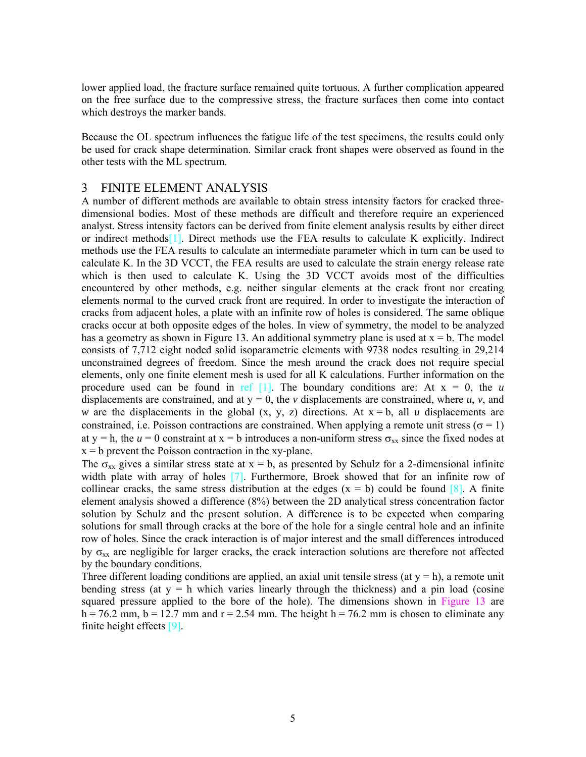lower applied load, the fracture surface remained quite tortuous. A further complication appeared on the free surface due to the compressive stress, the fracture surfaces then come into contact which destroys the marker bands.

Because the OL spectrum influences the fatigue life of the test specimens, the results could only be used for crack shape determination. Similar crack front shapes were observed as found in the other tests with the ML spectrum.

## 3 FINITE ELEMENT ANALYSIS

A number of different methods are available to obtain stress intensity factors for cracked three-dimensional bodies. Most of these methods are difficult and therefore require an experienced analyst. Stress intensity factors can be derived from finite element analysis results by either direct or indirect methods[1]. Direct methods use the FEA results to calculate K explicitly. Indirect methods use the FEA results to calculate an intermediate parameter which in turn can be used to calculate K. In the 3D VCCT, the FEA results are used to calculate the strain energy release rate which is then used to calculate K. Using the 3D VCCT avoids most of the difficulties encountered by other methods, e.g. neither singular elements at the crack front nor creating elements normal to the curved crack front are required. In order to investigate the interaction of cracks from adjacent holes, a plate with an infinite row of holes is considered. The same oblique cracks occur at both opposite edges of the holes. In view of symmetry, the model to be analyzed has a geometry as shown in Figure 13. An additional symmetry plane is used at x = b. The model consists of 7,712 eight noded solid isoparametric elements with 9738 nodes resulting in 29,214 unconstrained degrees of freedom. Since the mesh around the crack does not require special elements, only one finite element mesh is used for all K calculations. Further information on the procedure used can be found in ref [1]. The boundary conditions are: At x = 0, the $u$ displacements are constrained, and at y = 0, the $v$ displacements are constrained, where $u$, $v$, and $w$ are the displacements in the global (x, y, z) directions. At x = b, all $u$ displacements are constrained, i.e. Poisson contractions are constrained. When applying a remote unit stress ($\sigma = 1$) at y = h, the $u = 0$ constraint at x = b introduces a non-uniform stress $\sigma_{xx}$ since the fixed nodes at x = b prevent the Poisson contraction in the xy-plane.

The $\sigma_{xx}$ gives a similar stress state at x = b, as presented by Schulz for a 2-dimensional infinite width plate with array of holes [7]. Furthermore, Broek showed that for an infinite row of collinear cracks, the same stress distribution at the edges (x = b) could be found [8]. A finite element analysis showed a difference (8%) between the 2D analytical stress concentration factor solution by Schulz and the present solution. A difference is to be expected when comparing solutions for small through cracks at the bore of the hole for a single central hole and an infinite row of holes. Since the crack interaction is of major interest and the small differences introduced by $\sigma_{xx}$ are negligible for larger cracks, the crack interaction solutions are therefore not affected by the boundary conditions.

Three different loading conditions are applied, an axial unit tensile stress (at y = h), a remote unit bending stress (at y = h which varies linearly through the thickness) and a pin load (cosine squared pressure applied to the bore of the hole). The dimensions shown in Figure 13 are h = 76.2 mm, b = 12.7 mm and r = 2.54 mm. The height h = 76.2 mm is chosen to eliminate any finite height effects [9].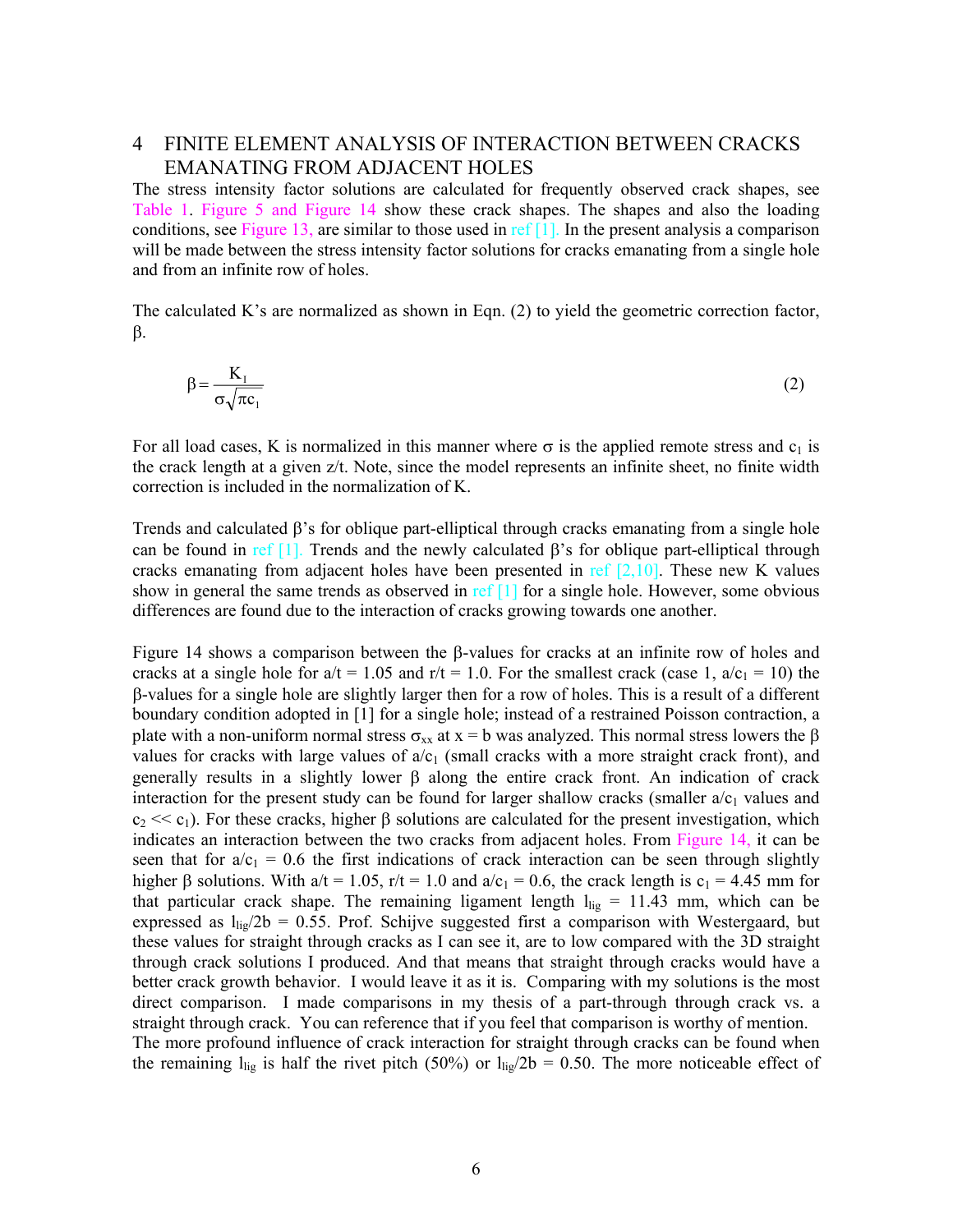## 4 FINITE ELEMENT ANALYSIS OF INTERACTION BETWEEN CRACKS EMANATING FROM ADJACENT HOLES

The stress intensity factor solutions are calculated for frequently observed crack shapes, see Table 1. Figure 5 and Figure 14 show these crack shapes. The shapes and also the loading conditions, see Figure 13, are similar to those used in ref [1]. In the present analysis a comparison will be made between the stress intensity factor solutions for cracks emanating from a single hole and from an infinite row of holes.

The calculated K's are normalized as shown in Eqn. (2) to yield the geometric correction factor, β.

$$\beta = \frac{K_1}{\sigma\sqrt{\pi c_1}} \tag{2}$$

For all load cases, K is normalized in this manner where σ is the applied remote stress and $c_1$ is the crack length at a given z/t. Note, since the model represents an infinite sheet, no finite width correction is included in the normalization of K.

Trends and calculated β's for oblique part-elliptical through cracks emanating from a single hole can be found in ref [1]. Trends and the newly calculated β's for oblique part-elliptical through cracks emanating from adjacent holes have been presented in ref [2,10]. These new K values show in general the same trends as observed in ref [1] for a single hole. However, some obvious differences are found due to the interaction of cracks growing towards one another.

Figure 14 shows a comparison between the β-values for cracks at an infinite row of holes and cracks at a single hole for a/t = 1.05 and r/t = 1.0. For the smallest crack (case 1, $a/c_1 = 10$) the β-values for a single hole are slightly larger then for a row of holes. This is a result of a different boundary condition adopted in [1] for a single hole; instead of a restrained Poisson contraction, a plate with a non-uniform normal stress $\sigma_{xx}$ at x = b was analyzed. This normal stress lowers the β values for cracks with large values of $a/c_1$ (small cracks with a more straight crack front), and generally results in a slightly lower β along the entire crack front. An indication of crack interaction for the present study can be found for larger shallow cracks (smaller $a/c_1$ values and $c_2 << c_1$). For these cracks, higher β solutions are calculated for the present investigation, which indicates an interaction between the two cracks from adjacent holes. From Figure 14, it can be seen that for $a/c_1 = 0.6$ the first indications of crack interaction can be seen through slightly higher β solutions. With a/t = 1.05, r/t = 1.0 and $a/c_1 = 0.6$, the crack length is $c_1 = 4.45$ mm for that particular crack shape. The remaining ligament length $l_{lig} = 11.43$ mm, which can be expressed as $l_{lig}/2b = 0.55$. Prof. Schijve suggested first a comparison with Westergaard, but these values for straight through cracks as I can see it, are to low compared with the 3D straight through crack solutions I produced. And that means that straight through cracks would have a better crack growth behavior. I would leave it as it is. Comparing with my solutions is the most direct comparison. I made comparisons in my thesis of a part-through through crack vs. a straight through crack. You can reference that if you feel that comparison is worthy of mention.
The more profound influence of crack interaction for straight through cracks can be found when the remaining $l_{lig}$ is half the rivet pitch (50%) or $l_{lig}/2b = 0.50$. The more noticeable effect of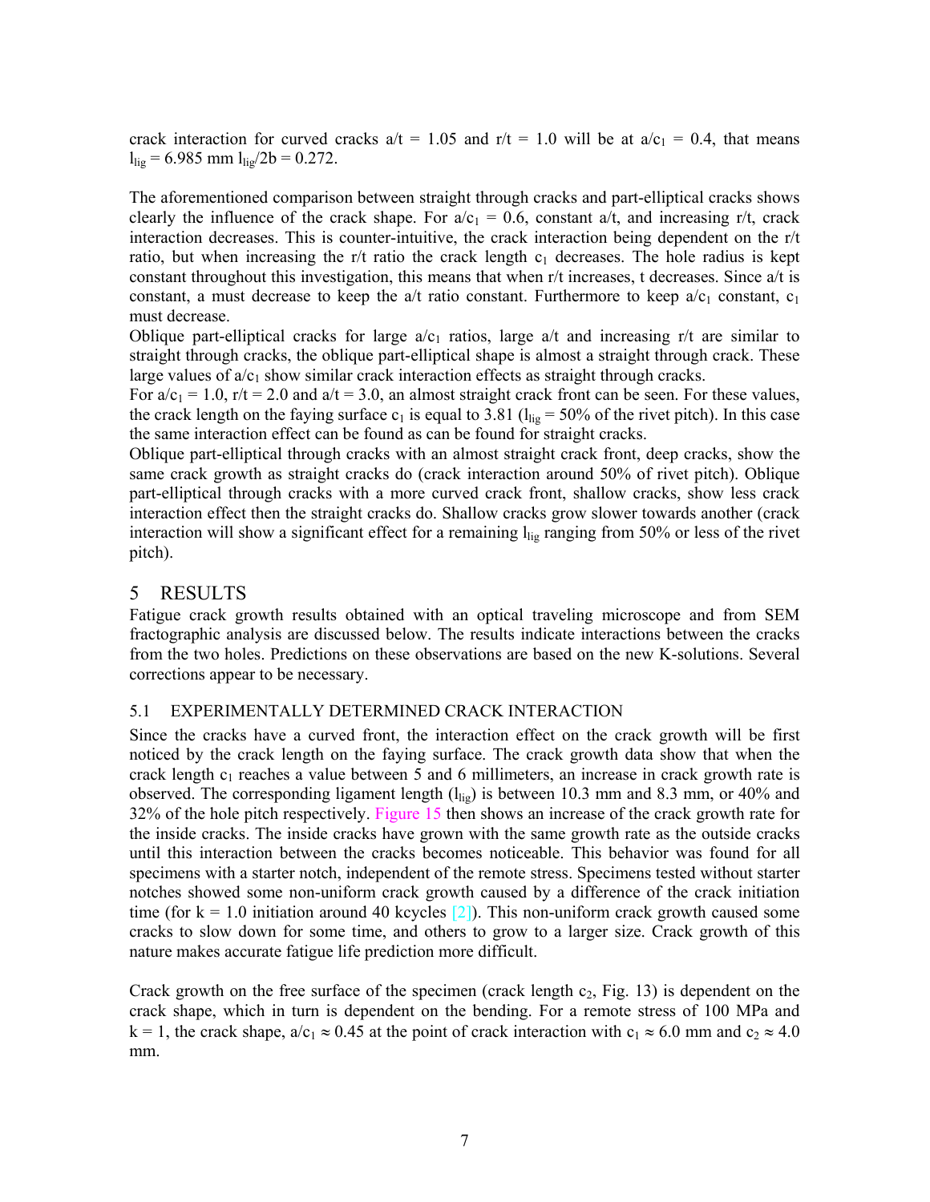crack interaction for curved cracks $a/t = 1.05$ and $r/t = 1.0$ will be at $a/c_1 = 0.4$, that means $l_{lig} = 6.985$ mm $l_{lig}/2b = 0.272$.

The aforementioned comparison between straight through cracks and part-elliptical cracks shows clearly the influence of the crack shape. For $a/c_1 = 0.6$, constant a/t, and increasing r/t, crack interaction decreases. This is counter-intuitive, the crack interaction being dependent on the r/t ratio, but when increasing the r/t ratio the crack length $c_1$ decreases. The hole radius is kept constant throughout this investigation, this means that when r/t increases, t decreases. Since a/t is constant, a must decrease to keep the a/t ratio constant. Furthermore to keep $a/c_1$ constant, $c_1$ must decrease.

Oblique part-elliptical cracks for large $a/c_1$ ratios, large a/t and increasing r/t are similar to straight through cracks, the oblique part-elliptical shape is almost a straight through crack. These large values of $a/c_1$ show similar crack interaction effects as straight through cracks.

For $a/c_1 = 1.0$, $r/t = 2.0$ and $a/t = 3.0$, an almost straight crack front can be seen. For these values, the crack length on the faying surface $c_1$ is equal to 3.81 ($l_{lig}$ = 50% of the rivet pitch). In this case the same interaction effect can be found as can be found for straight cracks.

Oblique part-elliptical through cracks with an almost straight crack front, deep cracks, show the same crack growth as straight cracks do (crack interaction around 50% of rivet pitch). Oblique part-elliptical through cracks with a more curved crack front, shallow cracks, show less crack interaction effect then the straight cracks do. Shallow cracks grow slower towards another (crack interaction will show a significant effect for a remaining $l_{lig}$ ranging from 50% or less of the rivet pitch).

# 5 RESULTS

Fatigue crack growth results obtained with an optical traveling microscope and from SEM fractographic analysis are discussed below. The results indicate interactions between the cracks from the two holes. Predictions on these observations are based on the new K-solutions. Several corrections appear to be necessary.

## 5.1 EXPERIMENTALLY DETERMINED CRACK INTERACTION

Since the cracks have a curved front, the interaction effect on the crack growth will be first noticed by the crack length on the faying surface. The crack growth data show that when the crack length $c_1$ reaches a value between 5 and 6 millimeters, an increase in crack growth rate is observed. The corresponding ligament length ($l_{lig}$) is between 10.3 mm and 8.3 mm, or 40% and 32% of the hole pitch respectively. Figure 15 then shows an increase of the crack growth rate for the inside cracks. The inside cracks have grown with the same growth rate as the outside cracks until this interaction between the cracks becomes noticeable. This behavior was found for all specimens with a starter notch, independent of the remote stress. Specimens tested without starter notches showed some non-uniform crack growth caused by a difference of the crack initiation time (for k = 1.0 initiation around 40 kcycles [2]). This non-uniform crack growth caused some cracks to slow down for some time, and others to grow to a larger size. Crack growth of this nature makes accurate fatigue life prediction more difficult.

Crack growth on the free surface of the specimen (crack length $c_2$, Fig. 13) is dependent on the crack shape, which in turn is dependent on the bending. For a remote stress of 100 MPa and k = 1, the crack shape, $a/c_1 \approx 0.45$ at the point of crack interaction with $c_1 \approx 6.0$ mm and $c_2 \approx 4.0$ mm.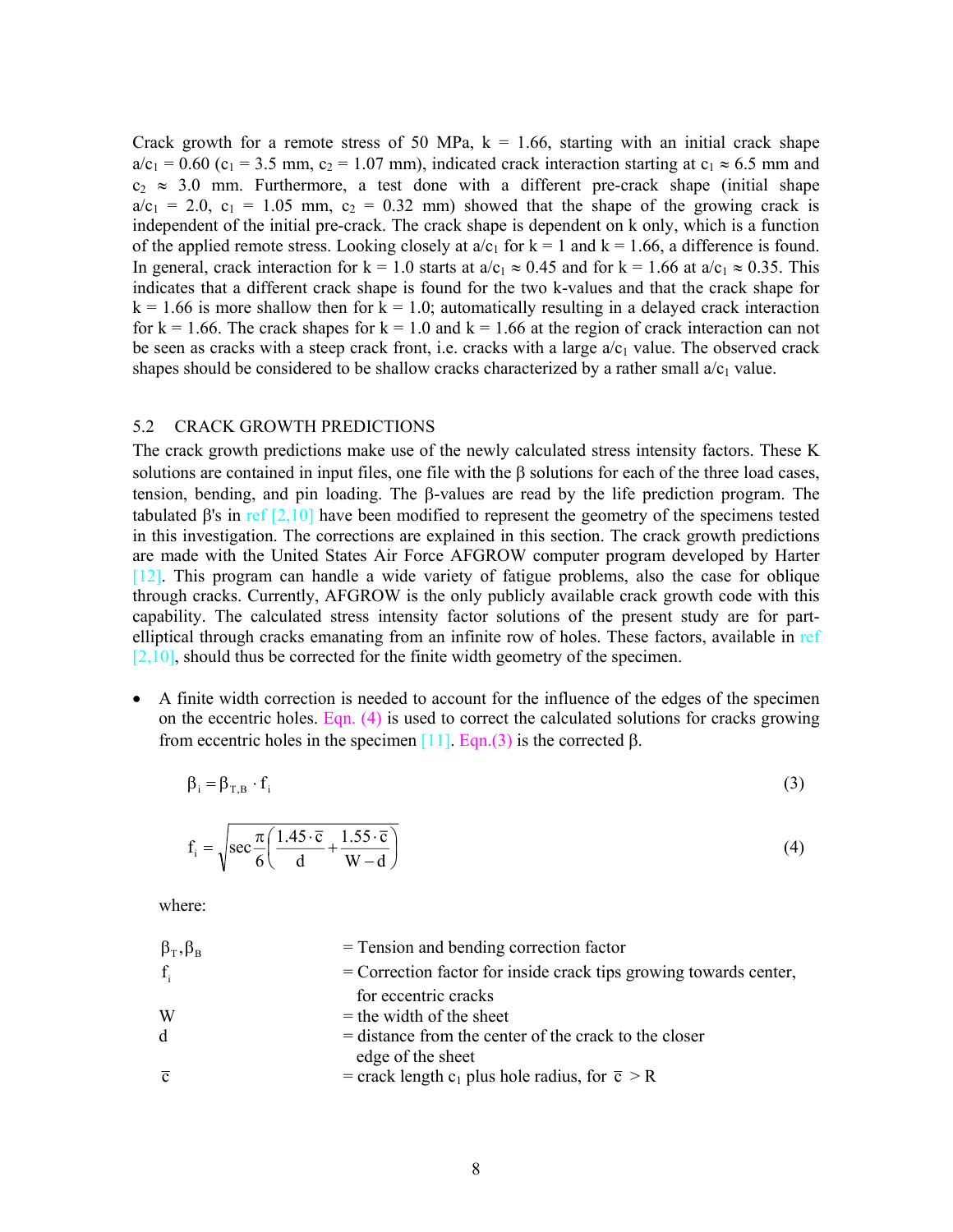Crack growth for a remote stress of 50 MPa, k = 1.66, starting with an initial crack shape $a/c_1 = 0.60$ ($c_1 = 3.5$ mm, $c_2 = 1.07$ mm), indicated crack interaction starting at $c_1 \approx 6.5$ mm and $c_2 \approx 3.0$ mm. Furthermore, a test done with a different pre-crack shape (initial shape $a/c_1 = 2.0$, $c_1 = 1.05$ mm, $c_2 = 0.32$ mm) showed that the shape of the growing crack is independent of the initial pre-crack. The crack shape is dependent on k only, which is a function of the applied remote stress. Looking closely at $a/c_1$ for k = 1 and k = 1.66, a difference is found. In general, crack interaction for k = 1.0 starts at $a/c_1 \approx 0.45$ and for k = 1.66 at $a/c_1 \approx 0.35$. This indicates that a different crack shape is found for the two k-values and that the crack shape for k = 1.66 is more shallow then for k = 1.0; automatically resulting in a delayed crack interaction for k = 1.66. The crack shapes for k = 1.0 and k = 1.66 at the region of crack interaction can not be seen as cracks with a steep crack front, i.e. cracks with a large $a/c_1$ value. The observed crack shapes should be considered to be shallow cracks characterized by a rather small $a/c_1$ value.

## 5.2 CRACK GROWTH PREDICTIONS

The crack growth predictions make use of the newly calculated stress intensity factors. These K solutions are contained in input files, one file with the β solutions for each of the three load cases, tension, bending, and pin loading. The β-values are read by the life prediction program. The tabulated β's in ref [2,10] have been modified to represent the geometry of the specimens tested in this investigation. The corrections are explained in this section. The crack growth predictions are made with the United States Air Force AFGROW computer program developed by Harter [12]. This program can handle a wide variety of fatigue problems, also the case for oblique through cracks. Currently, AFGROW is the only publicly available crack growth code with this capability. The calculated stress intensity factor solutions of the present study are for part-elliptical through cracks emanating from an infinite row of holes. These factors, available in ref [2,10], should thus be corrected for the finite width geometry of the specimen.

- A finite width correction is needed to account for the influence of the edges of the specimen on the eccentric holes. Eqn. (4) is used to correct the calculated solutions for cracks growing from eccentric holes in the specimen [11]. Eqn.(3) is the corrected β.

$$\beta_i = \beta_{T,B} \cdot f_i \tag{3}$$

$$f_i = \sqrt{\sec\frac{\pi}{6}\left(\frac{1.45 \cdot \bar{c}}{d} + \frac{1.55 \cdot \bar{c}}{W - d}\right)} \tag{4}$$

where:

| | |
|---|---|
| $\beta_T, \beta_B$ | = Tension and bending correction factor |
| $f_i$ | = Correction factor for inside crack tips growing towards center, for eccentric cracks |
| W | = the width of the sheet |
| d | = distance from the center of the crack to the closer edge of the sheet |
| $\bar{c}$ | = crack length $c_1$ plus hole radius, for $\bar{c} > R$ |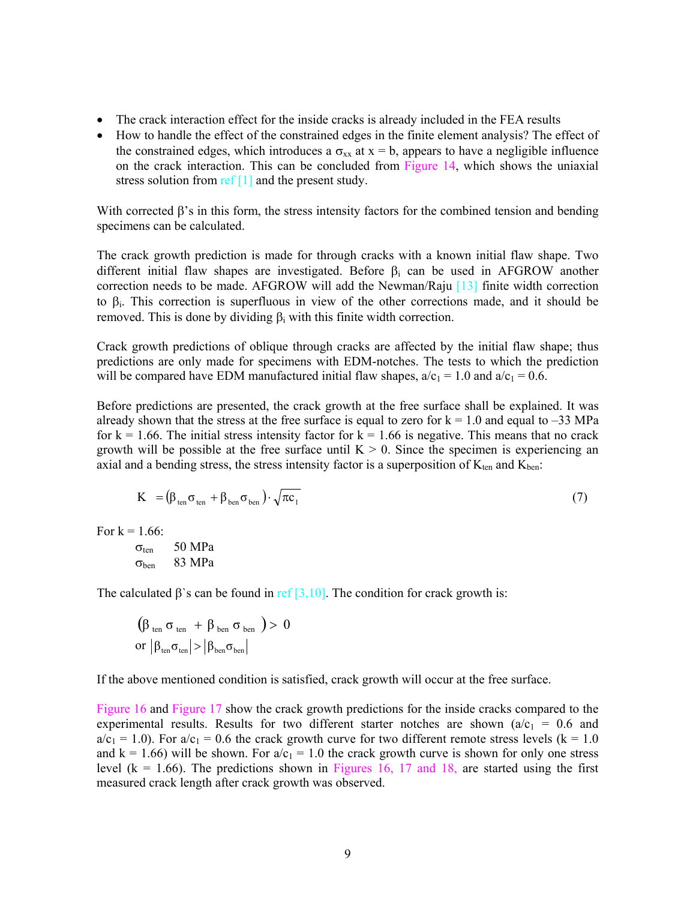- The crack interaction effect for the inside cracks is already included in the FEA results
- How to handle the effect of the constrained edges in the finite element analysis? The effect of the constrained edges, which introduces a $\sigma_{xx}$ at x = b, appears to have a negligible influence on the crack interaction. This can be concluded from Figure 14, which shows the uniaxial stress solution from ref [1] and the present study.

With corrected β's in this form, the stress intensity factors for the combined tension and bending specimens can be calculated.

The crack growth prediction is made for through cracks with a known initial flaw shape. Two different initial flaw shapes are investigated. Before $\beta_i$ can be used in AFGROW another correction needs to be made. AFGROW will add the Newman/Raju [13] finite width correction to $\beta_i$. This correction is superfluous in view of the other corrections made, and it should be removed. This is done by dividing $\beta_i$ with this finite width correction.

Crack growth predictions of oblique through cracks are affected by the initial flaw shape; thus predictions are only made for specimens with EDM-notches. The tests to which the prediction will be compared have EDM manufactured initial flaw shapes, $a/c_1 = 1.0$ and $a/c_1 = 0.6$.

Before predictions are presented, the crack growth at the free surface shall be explained. It was already shown that the stress at the free surface is equal to zero for k = 1.0 and equal to –33 MPa for k = 1.66. The initial stress intensity factor for k = 1.66 is negative. This means that no crack growth will be possible at the free surface until K > 0. Since the specimen is experiencing an axial and a bending stress, the stress intensity factor is a superposition of $K_{ten}$ and $K_{ben}$:

$$K = \left(\beta_{ten}\sigma_{ten} + \beta_{ben}\sigma_{ben}\right)\cdot\sqrt{\pi c_1} \tag{7}$$

For k = 1.66:

$\sigma_{ten}$ 50 MPa
$\sigma_{ben}$ 83 MPa

The calculated β`s can be found in ref [3,10]. The condition for crack growth is:

$$\left(\beta_{ten}\,\sigma_{ten} + \beta_{ben}\,\sigma_{ben}\right) > 0$$
$$\text{or } \left|\beta_{ten}\sigma_{ten}\right| > \left|\beta_{ben}\sigma_{ben}\right|$$

If the above mentioned condition is satisfied, crack growth will occur at the free surface.

Figure 16 and Figure 17 show the crack growth predictions for the inside cracks compared to the experimental results. Results for two different starter notches are shown ($a/c_1 = 0.6$ and $a/c_1 = 1.0$). For $a/c_1 = 0.6$ the crack growth curve for two different remote stress levels (k = 1.0 and k = 1.66) will be shown. For $a/c_1 = 1.0$ the crack growth curve is shown for only one stress level (k = 1.66). The predictions shown in Figures 16, 17 and 18, are started using the first measured crack length after crack growth was observed.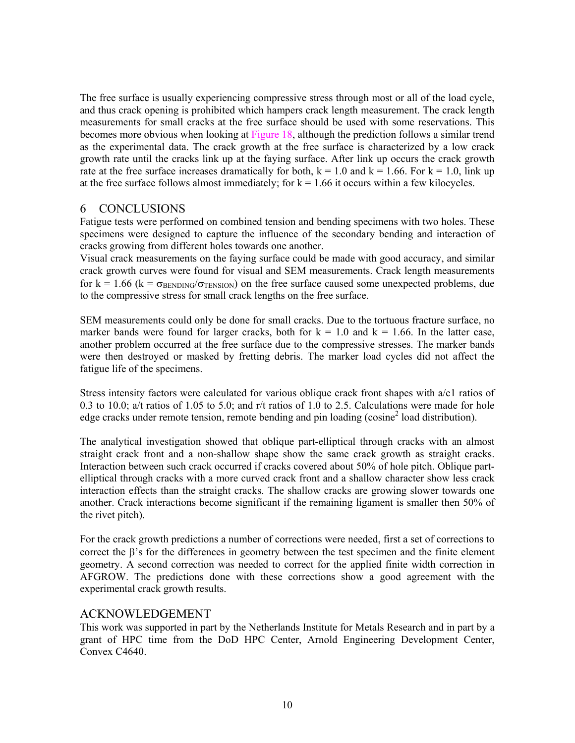The free surface is usually experiencing compressive stress through most or all of the load cycle, and thus crack opening is prohibited which hampers crack length measurement. The crack length measurements for small cracks at the free surface should be used with some reservations. This becomes more obvious when looking at Figure 18, although the prediction follows a similar trend as the experimental data. The crack growth at the free surface is characterized by a low crack growth rate until the cracks link up at the faying surface. After link up occurs the crack growth rate at the free surface increases dramatically for both, k = 1.0 and k = 1.66. For k = 1.0, link up at the free surface follows almost immediately; for k = 1.66 it occurs within a few kilocycles.

## 6 CONCLUSIONS

Fatigue tests were performed on combined tension and bending specimens with two holes. These specimens were designed to capture the influence of the secondary bending and interaction of cracks growing from different holes towards one another.

Visual crack measurements on the faying surface could be made with good accuracy, and similar crack growth curves were found for visual and SEM measurements. Crack length measurements for k = 1.66 ($k = \sigma_{BENDING}/\sigma_{TENSION}$) on the free surface caused some unexpected problems, due to the compressive stress for small crack lengths on the free surface.

SEM measurements could only be done for small cracks. Due to the tortuous fracture surface, no marker bands were found for larger cracks, both for k = 1.0 and k = 1.66. In the latter case, another problem occurred at the free surface due to the compressive stresses. The marker bands were then destroyed or masked by fretting debris. The marker load cycles did not affect the fatigue life of the specimens.

Stress intensity factors were calculated for various oblique crack front shapes with a/c1 ratios of 0.3 to 10.0; a/t ratios of 1.05 to 5.0; and r/t ratios of 1.0 to 2.5. Calculations were made for hole edge cracks under remote tension, remote bending and pin loading ($\text{cosine}^2$ load distribution).

The analytical investigation showed that oblique part-elliptical through cracks with an almost straight crack front and a non-shallow shape show the same crack growth as straight cracks. Interaction between such crack occurred if cracks covered about 50% of hole pitch. Oblique part-elliptical through cracks with a more curved crack front and a shallow character show less crack interaction effects than the straight cracks. The shallow cracks are growing slower towards one another. Crack interactions become significant if the remaining ligament is smaller then 50% of the rivet pitch).

For the crack growth predictions a number of corrections were needed, first a set of corrections to correct the β's for the differences in geometry between the test specimen and the finite element geometry. A second correction was needed to correct for the applied finite width correction in AFGROW. The predictions done with these corrections show a good agreement with the experimental crack growth results.

## ACKNOWLEDGEMENT

This work was supported in part by the Netherlands Institute for Metals Research and in part by a grant of HPC time from the DoD HPC Center, Arnold Engineering Development Center, Convex C4640.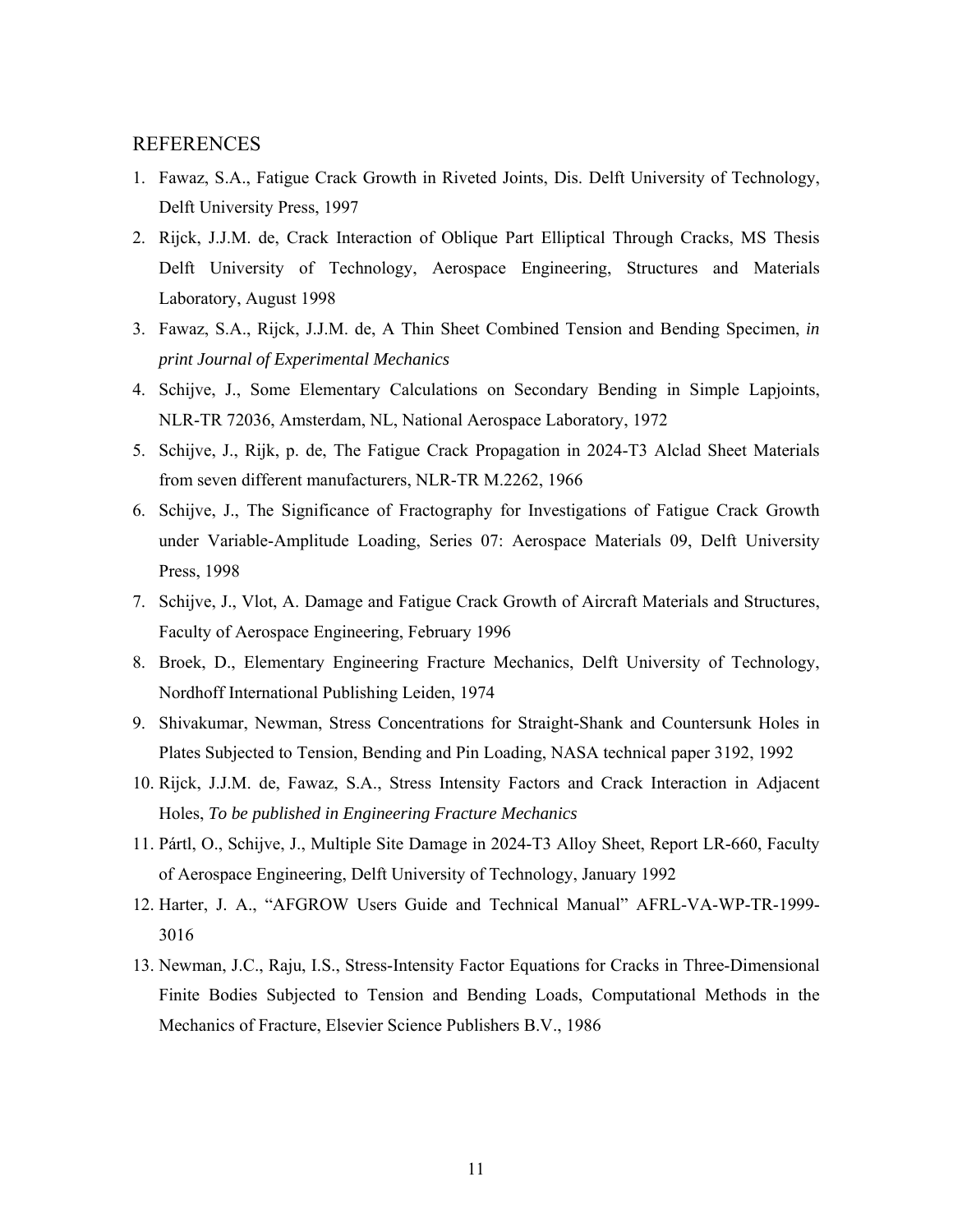## REFERENCES

1. Fawaz, S.A., Fatigue Crack Growth in Riveted Joints, Dis. Delft University of Technology, Delft University Press, 1997
2. Rijck, J.J.M. de, Crack Interaction of Oblique Part Elliptical Through Cracks, MS Thesis Delft University of Technology, Aerospace Engineering, Structures and Materials Laboratory, August 1998
3. Fawaz, S.A., Rijck, J.J.M. de, A Thin Sheet Combined Tension and Bending Specimen, *in print Journal of Experimental Mechanics*
4. Schijve, J., Some Elementary Calculations on Secondary Bending in Simple Lapjoints, NLR-TR 72036, Amsterdam, NL, National Aerospace Laboratory, 1972
5. Schijve, J., Rijk, p. de, The Fatigue Crack Propagation in 2024-T3 Alclad Sheet Materials from seven different manufacturers, NLR-TR M.2262, 1966
6. Schijve, J., The Significance of Fractography for Investigations of Fatigue Crack Growth under Variable-Amplitude Loading, Series 07: Aerospace Materials 09, Delft University Press, 1998
7. Schijve, J., Vlot, A. Damage and Fatigue Crack Growth of Aircraft Materials and Structures, Faculty of Aerospace Engineering, February 1996
8. Broek, D., Elementary Engineering Fracture Mechanics, Delft University of Technology, Nordhoff International Publishing Leiden, 1974
9. Shivakumar, Newman, Stress Concentrations for Straight-Shank and Countersunk Holes in Plates Subjected to Tension, Bending and Pin Loading, NASA technical paper 3192, 1992
10. Rijck, J.J.M. de, Fawaz, S.A., Stress Intensity Factors and Crack Interaction in Adjacent Holes, *To be published in Engineering Fracture Mechanics*
11. Pártl, O., Schijve, J., Multiple Site Damage in 2024-T3 Alloy Sheet, Report LR-660, Faculty of Aerospace Engineering, Delft University of Technology, January 1992
12. Harter, J. A., "AFGROW Users Guide and Technical Manual" AFRL-VA-WP-TR-1999-3016
13. Newman, J.C., Raju, I.S., Stress-Intensity Factor Equations for Cracks in Three-Dimensional Finite Bodies Subjected to Tension and Bending Loads, Computational Methods in the Mechanics of Fracture, Elsevier Science Publishers B.V., 1986